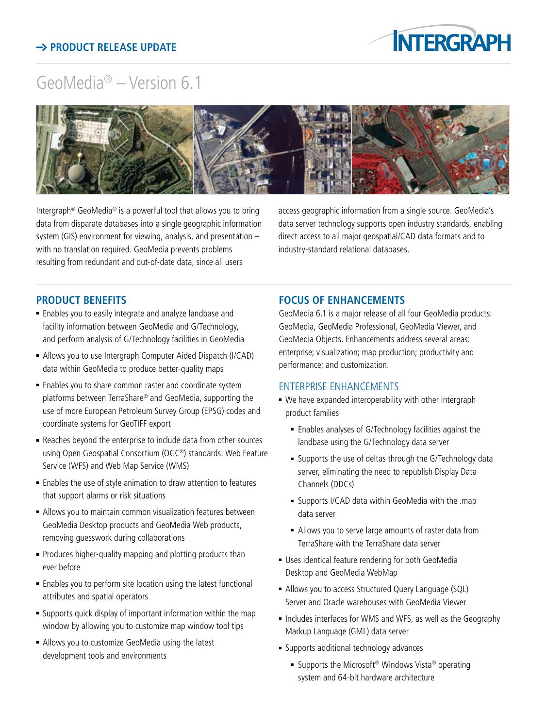→ **PRODUCT RELEASE UPDATE**

# GeoMedia® – Version 6.1

Intergraph® GeoMedia® is a powerful tool that allows you to bring data from disparate databases into a single geographic information system (GIS) environment for viewing, analysis, and presentation – with no translation required. GeoMedia prevents problems resulting from redundant and out-of-date data, since all users access geographic information from a single source. GeoMedia's data server technology supports open industry standards, enabling direct access to all major geospatial/CAD data formats and to industry-standard relational databases.

## PRODUCT BENEFITS

- Enables you to easily integrate and analyze landbase and facility information between GeoMedia and G/Technology, and perform analysis of G/Technology facilities in GeoMedia
- Allows you to use Intergraph Computer Aided Dispatch (I/CAD) data within GeoMedia to produce better-quality maps
- Enables you to share common raster and coordinate system platforms between TerraShare® and GeoMedia, supporting the use of more European Petroleum Survey Group (EPSG) codes and coordinate systems for GeoTIFF export
- Reaches beyond the enterprise to include data from other sources using Open Geospatial Consortium (OGC®) standards: Web Feature Service (WFS) and Web Map Service (WMS)
- Enables the use of style animation to draw attention to features that support alarms or risk situations
- Allows you to maintain common visualization features between GeoMedia Desktop products and GeoMedia Web products, removing guesswork during collaborations
- Produces higher-quality mapping and plotting products than ever before
- Enables you to perform site location using the latest functional attributes and spatial operators
- Supports quick display of important information within the map window by allowing you to customize map window tool tips
- Allows you to customize GeoMedia using the latest development tools and environments

## FOCUS OF ENHANCEMENTS

GeoMedia 6.1 is a major release of all four GeoMedia products: GeoMedia, GeoMedia Professional, GeoMedia Viewer, and GeoMedia Objects. Enhancements address several areas: enterprise; visualization; map production; productivity and performance; and customization.

### ENTERPRISE ENHANCEMENTS

- We have expanded interoperability with other Intergraph product families
  - Enables analyses of G/Technology facilities against the landbase using the G/Technology data server
  - Supports the use of deltas through the G/Technology data server, eliminating the need to republish Display Data Channels (DDCs)
  - Supports I/CAD data within GeoMedia with the .map data server
  - Allows you to serve large amounts of raster data from TerraShare with the TerraShare data server
- Uses identical feature rendering for both GeoMedia Desktop and GeoMedia WebMap
- Allows you to access Structured Query Language (SQL) Server and Oracle warehouses with GeoMedia Viewer
- Includes interfaces for WMS and WFS, as well as the Geography Markup Language (GML) data server
- Supports additional technology advances
  - Supports the Microsoft® Windows Vista® operating system and 64-bit hardware architecture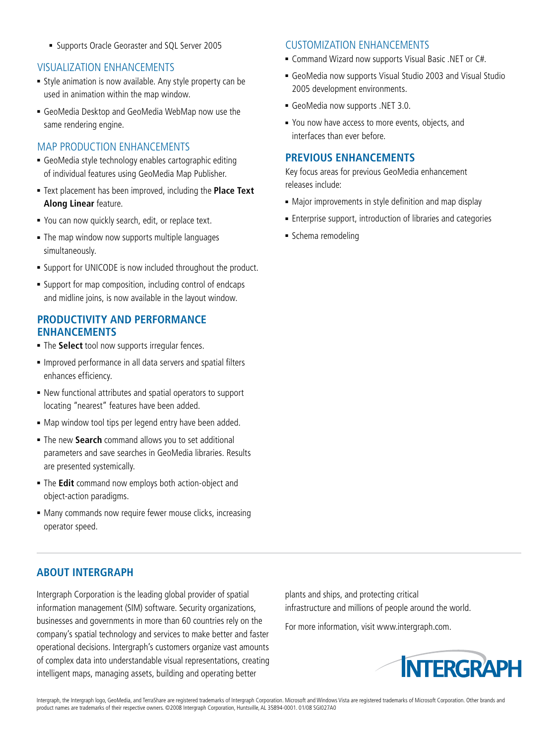- Supports Oracle Georaster and SQL Server 2005

## VISUALIZATION ENHANCEMENTS

- Style animation is now available. Any style property can be used in animation within the map window.
- GeoMedia Desktop and GeoMedia WebMap now use the same rendering engine.

## MAP PRODUCTION ENHANCEMENTS

- GeoMedia style technology enables cartographic editing of individual features using GeoMedia Map Publisher.
- Text placement has been improved, including the **Place Text Along Linear** feature.
- You can now quickly search, edit, or replace text.
- The map window now supports multiple languages simultaneously.
- Support for UNICODE is now included throughout the product.
- Support for map composition, including control of endcaps and midline joins, is now available in the layout window.

## PRODUCTIVITY AND PERFORMANCE ENHANCEMENTS

- The **Select** tool now supports irregular fences.
- Improved performance in all data servers and spatial filters enhances efficiency.
- New functional attributes and spatial operators to support locating "nearest" features have been added.
- Map window tool tips per legend entry have been added.
- The new **Search** command allows you to set additional parameters and save searches in GeoMedia libraries. Results are presented systemically.
- The **Edit** command now employs both action-object and object-action paradigms.
- Many commands now require fewer mouse clicks, increasing operator speed.

## CUSTOMIZATION ENHANCEMENTS

- Command Wizard now supports Visual Basic .NET or C#.
- GeoMedia now supports Visual Studio 2003 and Visual Studio 2005 development environments.
- GeoMedia now supports .NET 3.0.
- You now have access to more events, objects, and interfaces than ever before.

## PREVIOUS ENHANCEMENTS

Key focus areas for previous GeoMedia enhancement releases include:

- Major improvements in style definition and map display
- Enterprise support, introduction of libraries and categories
- Schema remodeling

## ABOUT INTERGRAPH

Intergraph Corporation is the leading global provider of spatial information management (SIM) software. Security organizations, businesses and governments in more than 60 countries rely on the company's spatial technology and services to make better and faster operational decisions. Intergraph's customers organize vast amounts of complex data into understandable visual representations, creating intelligent maps, managing assets, building and operating better plants and ships, and protecting critical infrastructure and millions of people around the world.

For more information, visit www.intergraph.com.

INTERGRAPH

Intergraph, the Intergraph logo, GeoMedia, and TerraShare are registered trademarks of Intergraph Corporation. Microsoft and Windows Vista are registered trademarks of Microsoft Corporation. Other brands and product names are trademarks of their respective owners. ©2008 Intergraph Corporation, Huntsville, AL 35894-0001. 01/08 SGI027A0